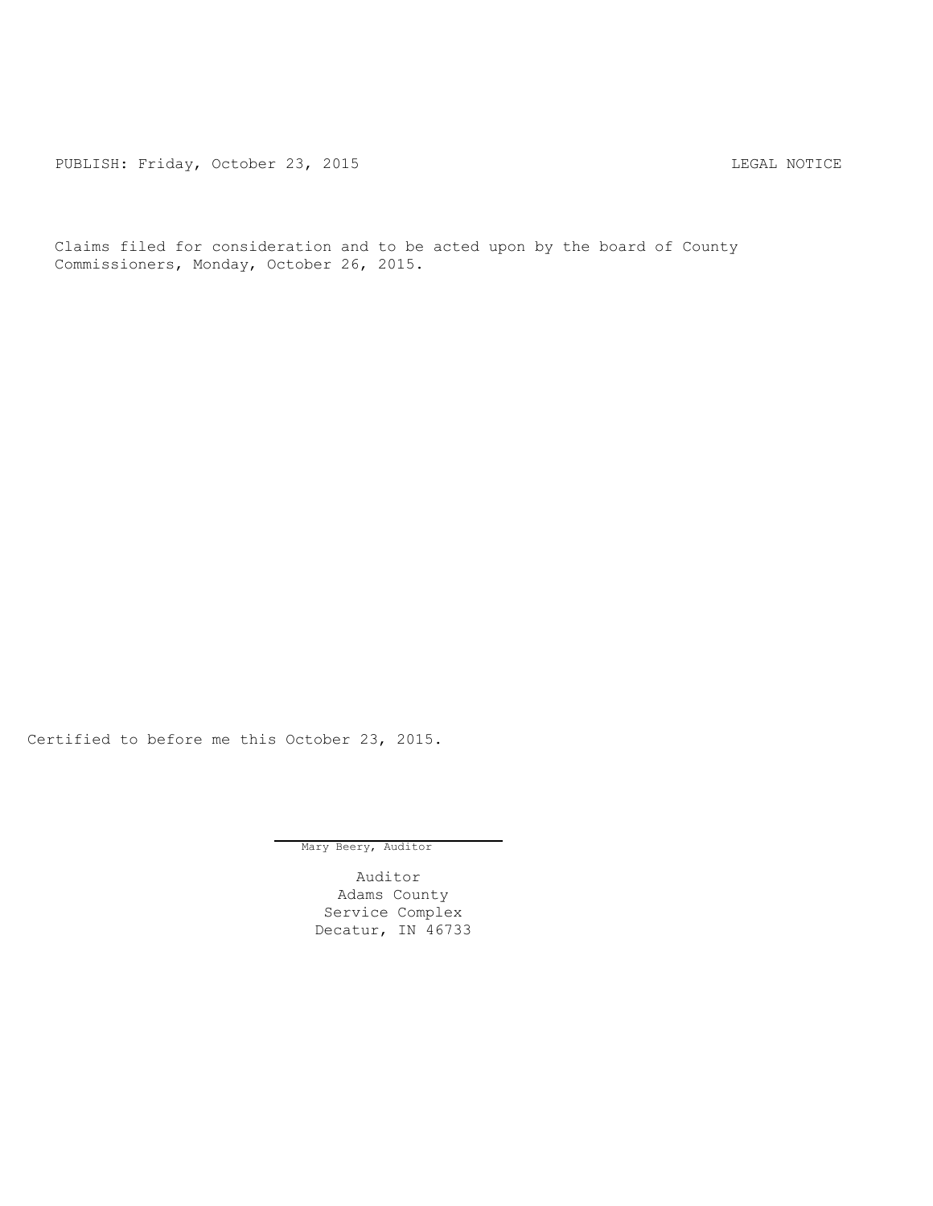PUBLISH: Friday, October 23, 2015 LEGAL NOTICE

Claims filed for consideration and to be acted upon by the board of County Commissioners, Monday, October 26, 2015.

Certified to before me this October 23, 2015.

Mary Beery, Auditor

Auditor
Adams County
Service Complex
Decatur, IN 46733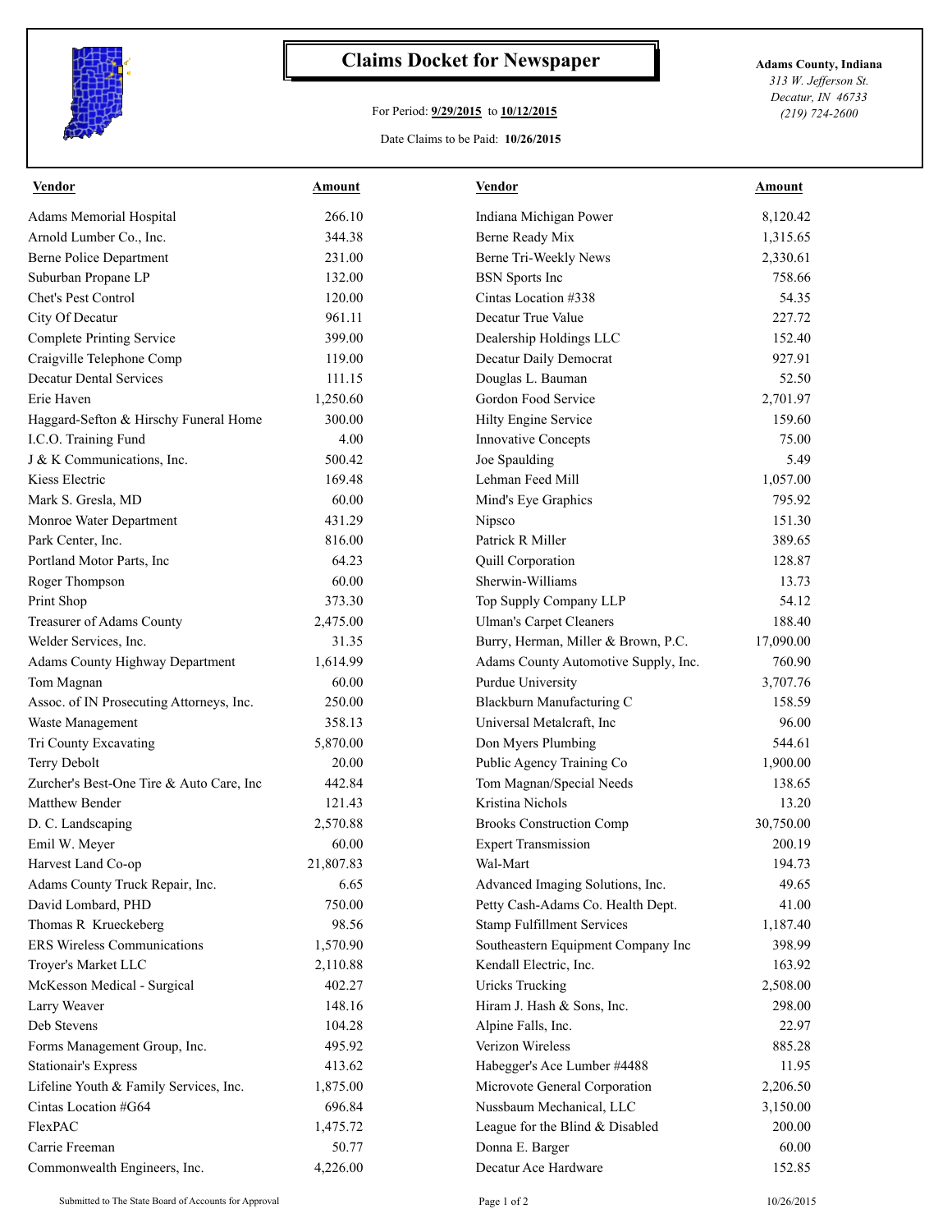# Claims Docket for Newspaper

For Period: **9/29/2015** to **10/12/2015**

Date Claims to be Paid: **10/26/2015**

**Adams County, Indiana**
*313 W. Jefferson St.*
*Decatur, IN 46733*
*(219) 724-2600*

| Vendor | Amount | Vendor | Amount |
|---|---|---|---|
| Adams Memorial Hospital | 266.10 | Indiana Michigan Power | 8,120.42 |
| Arnold Lumber Co., Inc. | 344.38 | Berne Ready Mix | 1,315.65 |
| Berne Police Department | 231.00 | Berne Tri-Weekly News | 2,330.61 |
| Suburban Propane LP | 132.00 | BSN Sports Inc | 758.66 |
| Chet's Pest Control | 120.00 | Cintas Location #338 | 54.35 |
| City Of Decatur | 961.11 | Decatur True Value | 227.72 |
| Complete Printing Service | 399.00 | Dealership Holdings LLC | 152.40 |
| Craigville Telephone Comp | 119.00 | Decatur Daily Democrat | 927.91 |
| Decatur Dental Services | 111.15 | Douglas L. Bauman | 52.50 |
| Erie Haven | 1,250.60 | Gordon Food Service | 2,701.97 |
| Haggard-Sefton & Hirschy Funeral Home | 300.00 | Hilty Engine Service | 159.60 |
| I.C.O. Training Fund | 4.00 | Innovative Concepts | 75.00 |
| J & K Communications, Inc. | 500.42 | Joe Spaulding | 5.49 |
| Kiess Electric | 169.48 | Lehman Feed Mill | 1,057.00 |
| Mark S. Gresla, MD | 60.00 | Mind's Eye Graphics | 795.92 |
| Monroe Water Department | 431.29 | Nipsco | 151.30 |
| Park Center, Inc. | 816.00 | Patrick R Miller | 389.65 |
| Portland Motor Parts, Inc | 64.23 | Quill Corporation | 128.87 |
| Roger Thompson | 60.00 | Sherwin-Williams | 13.73 |
| Print Shop | 373.30 | Top Supply Company LLP | 54.12 |
| Treasurer of Adams County | 2,475.00 | Ulman's Carpet Cleaners | 188.40 |
| Welder Services, Inc. | 31.35 | Burry, Herman, Miller & Brown, P.C. | 17,090.00 |
| Adams County Highway Department | 1,614.99 | Adams County Automotive Supply, Inc. | 760.90 |
| Tom Magnan | 60.00 | Purdue University | 3,707.76 |
| Assoc. of IN Prosecuting Attorneys, Inc. | 250.00 | Blackburn Manufacturing C | 158.59 |
| Waste Management | 358.13 | Universal Metalcraft, Inc | 96.00 |
| Tri County Excavating | 5,870.00 | Don Myers Plumbing | 544.61 |
| Terry Debolt | 20.00 | Public Agency Training Co | 1,900.00 |
| Zurcher's Best-One Tire & Auto Care, Inc | 442.84 | Tom Magnan/Special Needs | 138.65 |
| Matthew Bender | 121.43 | Kristina Nichols | 13.20 |
| D. C. Landscaping | 2,570.88 | Brooks Construction Comp | 30,750.00 |
| Emil W. Meyer | 60.00 | Expert Transmission | 200.19 |
| Harvest Land Co-op | 21,807.83 | Wal-Mart | 194.73 |
| Adams County Truck Repair, Inc. | 6.65 | Advanced Imaging Solutions, Inc. | 49.65 |
| David Lombard, PHD | 750.00 | Petty Cash-Adams Co. Health Dept. | 41.00 |
| Thomas R Krueckeberg | 98.56 | Stamp Fulfillment Services | 1,187.40 |
| ERS Wireless Communications | 1,570.90 | Southeastern Equipment Company Inc | 398.99 |
| Troyer's Market LLC | 2,110.88 | Kendall Electric, Inc. | 163.92 |
| McKesson Medical - Surgical | 402.27 | Uricks Trucking | 2,508.00 |
| Larry Weaver | 148.16 | Hiram J. Hash & Sons, Inc. | 298.00 |
| Deb Stevens | 104.28 | Alpine Falls, Inc. | 22.97 |
| Forms Management Group, Inc. | 495.92 | Verizon Wireless | 885.28 |
| Stationair's Express | 413.62 | Habegger's Ace Lumber #4488 | 11.95 |
| Lifeline Youth & Family Services, Inc. | 1,875.00 | Microvote General Corporation | 2,206.50 |
| Cintas Location #G64 | 696.84 | Nussbaum Mechanical, LLC | 3,150.00 |
| FlexPAC | 1,475.72 | League for the Blind & Disabled | 200.00 |
| Carrie Freeman | 50.77 | Donna E. Barger | 60.00 |
| Commonwealth Engineers, Inc. | 4,226.00 | Decatur Ace Hardware | 152.85 |

Submitted to The State Board of Accounts for Approval

10/26/2015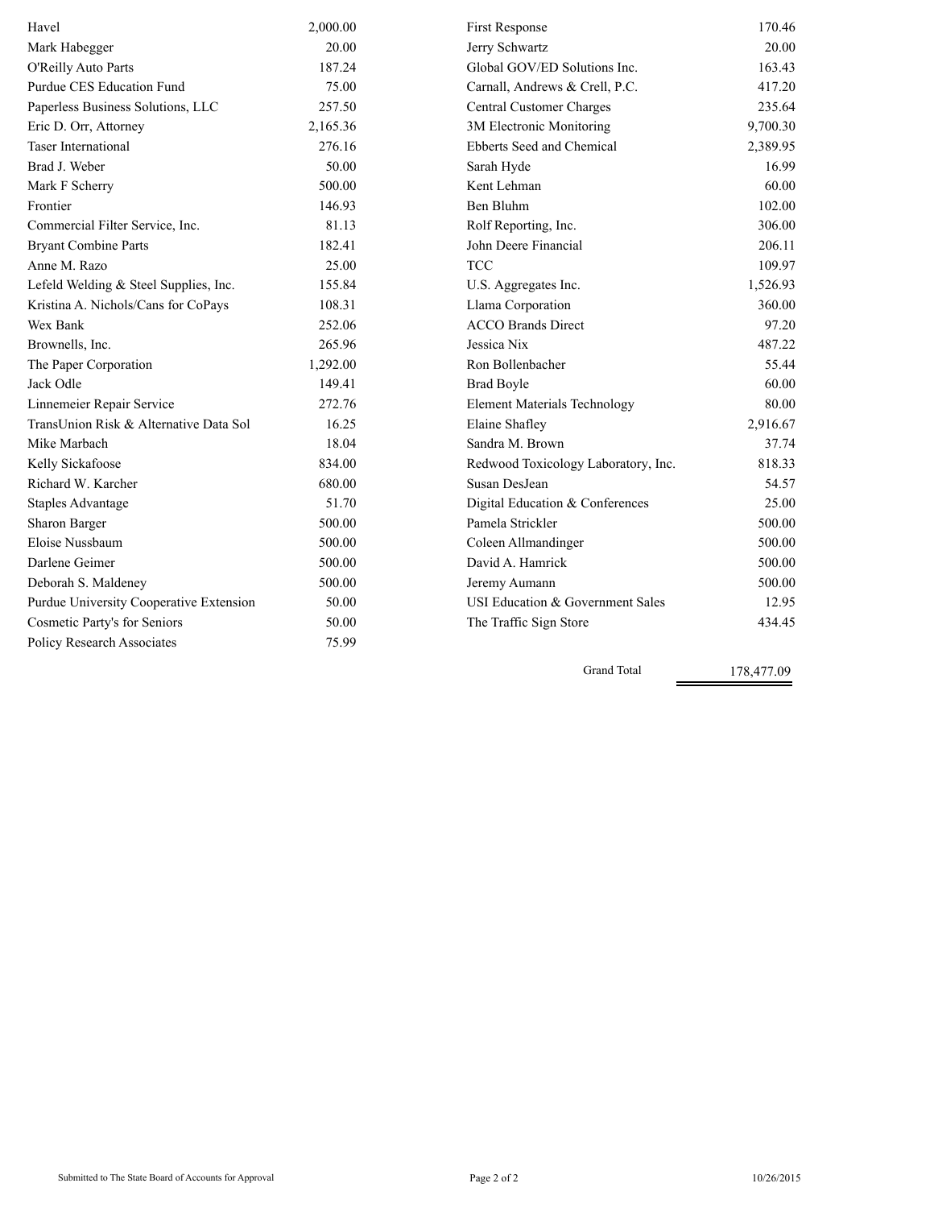| | | | |
|---|---|---|---|
| Havel | 2,000.00 | First Response | 170.46 |
| Mark Habegger | 20.00 | Jerry Schwartz | 20.00 |
| O'Reilly Auto Parts | 187.24 | Global GOV/ED Solutions Inc. | 163.43 |
| Purdue CES Education Fund | 75.00 | Carnall, Andrews & Crell, P.C. | 417.20 |
| Paperless Business Solutions, LLC | 257.50 | Central Customer Charges | 235.64 |
| Eric D. Orr, Attorney | 2,165.36 | 3M Electronic Monitoring | 9,700.30 |
| Taser International | 276.16 | Ebberts Seed and Chemical | 2,389.95 |
| Brad J. Weber | 50.00 | Sarah Hyde | 16.99 |
| Mark F Scherry | 500.00 | Kent Lehman | 60.00 |
| Frontier | 146.93 | Ben Bluhm | 102.00 |
| Commercial Filter Service, Inc. | 81.13 | Rolf Reporting, Inc. | 306.00 |
| Bryant Combine Parts | 182.41 | John Deere Financial | 206.11 |
| Anne M. Razo | 25.00 | TCC | 109.97 |
| Lefeld Welding & Steel Supplies, Inc. | 155.84 | U.S. Aggregates Inc. | 1,526.93 |
| Kristina A. Nichols/Cans for CoPays | 108.31 | Llama Corporation | 360.00 |
| Wex Bank | 252.06 | ACCO Brands Direct | 97.20 |
| Brownells, Inc. | 265.96 | Jessica Nix | 487.22 |
| The Paper Corporation | 1,292.00 | Ron Bollenbacher | 55.44 |
| Jack Odle | 149.41 | Brad Boyle | 60.00 |
| Linnemeier Repair Service | 272.76 | Element Materials Technology | 80.00 |
| TransUnion Risk & Alternative Data Sol | 16.25 | Elaine Shafley | 2,916.67 |
| Mike Marbach | 18.04 | Sandra M. Brown | 37.74 |
| Kelly Sickafoose | 834.00 | Redwood Toxicology Laboratory, Inc. | 818.33 |
| Richard W. Karcher | 680.00 | Susan DesJean | 54.57 |
| Staples Advantage | 51.70 | Digital Education & Conferences | 25.00 |
| Sharon Barger | 500.00 | Pamela Strickler | 500.00 |
| Eloise Nussbaum | 500.00 | Coleen Allmandinger | 500.00 |
| Darlene Geimer | 500.00 | David A. Hamrick | 500.00 |
| Deborah S. Maldeney | 500.00 | Jeremy Aumann | 500.00 |
| Purdue University Cooperative Extension | 50.00 | USI Education & Government Sales | 12.95 |
| Cosmetic Party's for Seniors | 50.00 | The Traffic Sign Store | 434.45 |
| Policy Research Associates | 75.99 | | |
| | | Grand Total | 178,477.09 |

Submitted to The State Board of Accounts for Approval

10/26/2015